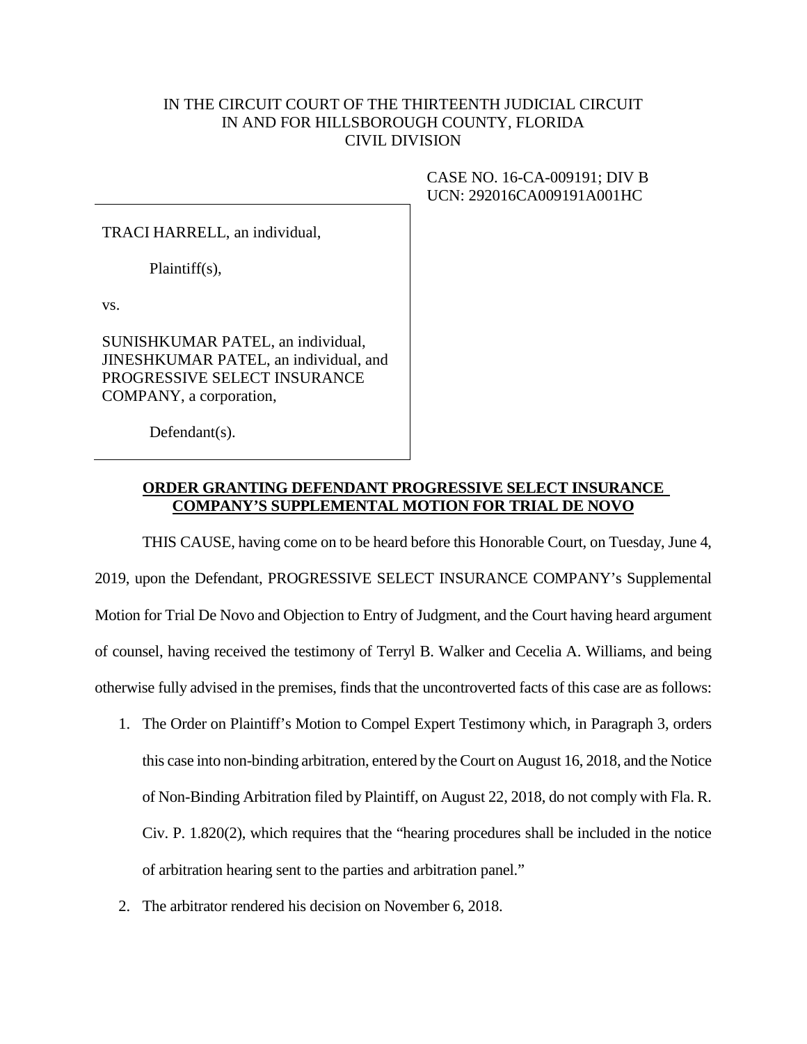IN THE CIRCUIT COURT OF THE THIRTEENTH JUDICIAL CIRCUIT
IN AND FOR HILLSBOROUGH COUNTY, FLORIDA
CIVIL DIVISION

CASE NO. 16-CA-009191; DIV B
UCN: 292016CA009191A001HC

TRACI HARRELL, an individual,

Plaintiff(s),

vs.

SUNISHKUMAR PATEL, an individual, JINESHKUMAR PATEL, an individual, and PROGRESSIVE SELECT INSURANCE COMPANY, a corporation,

Defendant(s).

**ORDER GRANTING DEFENDANT PROGRESSIVE SELECT INSURANCE COMPANY'S SUPPLEMENTAL MOTION FOR TRIAL DE NOVO**

THIS CAUSE, having come on to be heard before this Honorable Court, on Tuesday, June 4, 2019, upon the Defendant, PROGRESSIVE SELECT INSURANCE COMPANY's Supplemental Motion for Trial De Novo and Objection to Entry of Judgment, and the Court having heard argument of counsel, having received the testimony of Terryl B. Walker and Cecelia A. Williams, and being otherwise fully advised in the premises, finds that the uncontroverted facts of this case are as follows:

1. The Order on Plaintiff's Motion to Compel Expert Testimony which, in Paragraph 3, orders this case into non-binding arbitration, entered by the Court on August 16, 2018, and the Notice of Non-Binding Arbitration filed by Plaintiff, on August 22, 2018, do not comply with Fla. R. Civ. P. 1.820(2), which requires that the "hearing procedures shall be included in the notice of arbitration hearing sent to the parties and arbitration panel."
2. The arbitrator rendered his decision on November 6, 2018.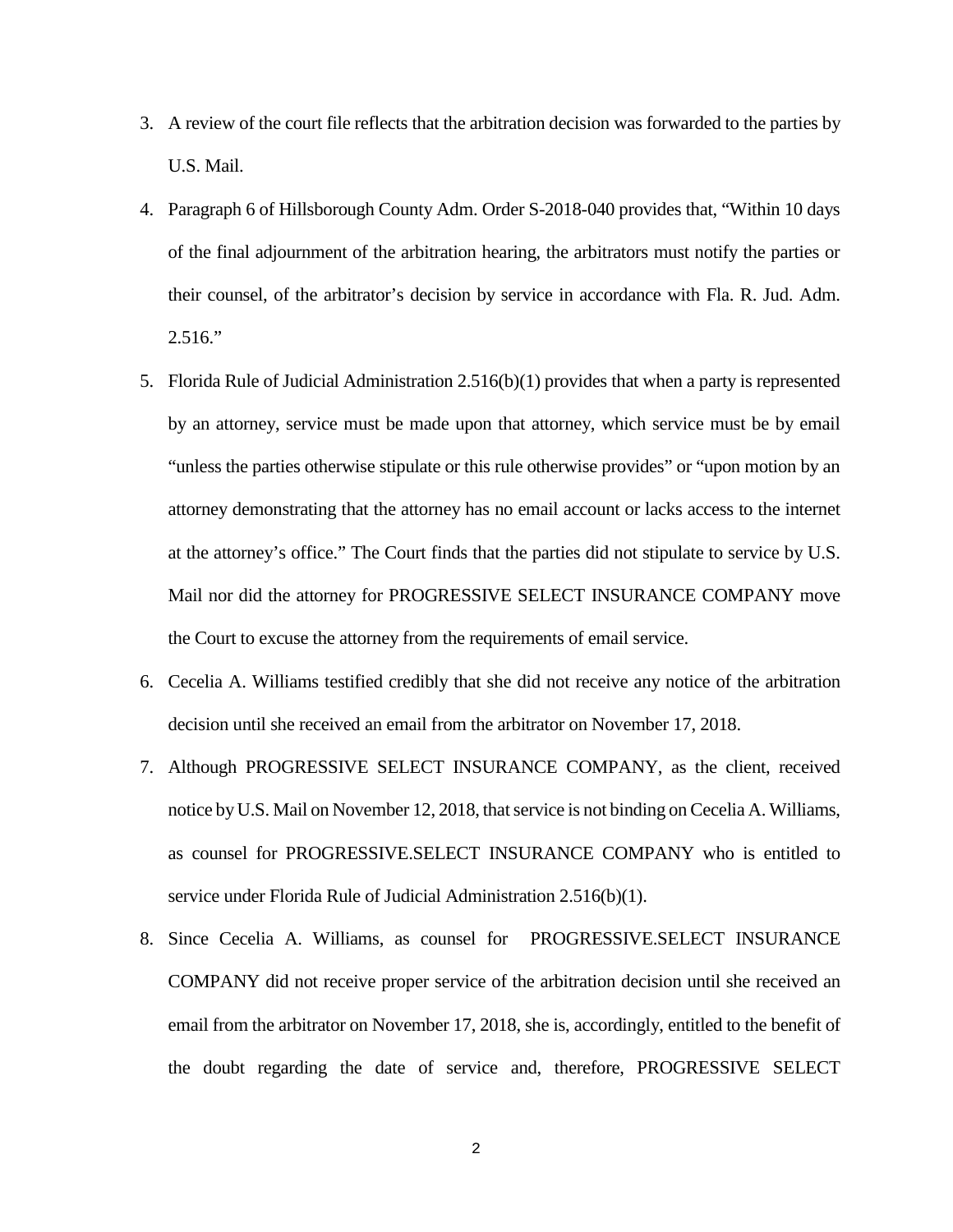3. A review of the court file reflects that the arbitration decision was forwarded to the parties by U.S. Mail.
4. Paragraph 6 of Hillsborough County Adm. Order S-2018-040 provides that, "Within 10 days of the final adjournment of the arbitration hearing, the arbitrators must notify the parties or their counsel, of the arbitrator's decision by service in accordance with Fla. R. Jud. Adm. 2.516."
5. Florida Rule of Judicial Administration 2.516(b)(1) provides that when a party is represented by an attorney, service must be made upon that attorney, which service must be by email "unless the parties otherwise stipulate or this rule otherwise provides" or "upon motion by an attorney demonstrating that the attorney has no email account or lacks access to the internet at the attorney's office." The Court finds that the parties did not stipulate to service by U.S. Mail nor did the attorney for PROGRESSIVE SELECT INSURANCE COMPANY move the Court to excuse the attorney from the requirements of email service.
6. Cecelia A. Williams testified credibly that she did not receive any notice of the arbitration decision until she received an email from the arbitrator on November 17, 2018.
7. Although PROGRESSIVE SELECT INSURANCE COMPANY, as the client, received notice by U.S. Mail on November 12, 2018, that service is not binding on Cecelia A. Williams, as counsel for PROGRESSIVE.SELECT INSURANCE COMPANY who is entitled to service under Florida Rule of Judicial Administration 2.516(b)(1).
8. Since Cecelia A. Williams, as counsel for PROGRESSIVE.SELECT INSURANCE COMPANY did not receive proper service of the arbitration decision until she received an email from the arbitrator on November 17, 2018, she is, accordingly, entitled to the benefit of the doubt regarding the date of service and, therefore, PROGRESSIVE SELECT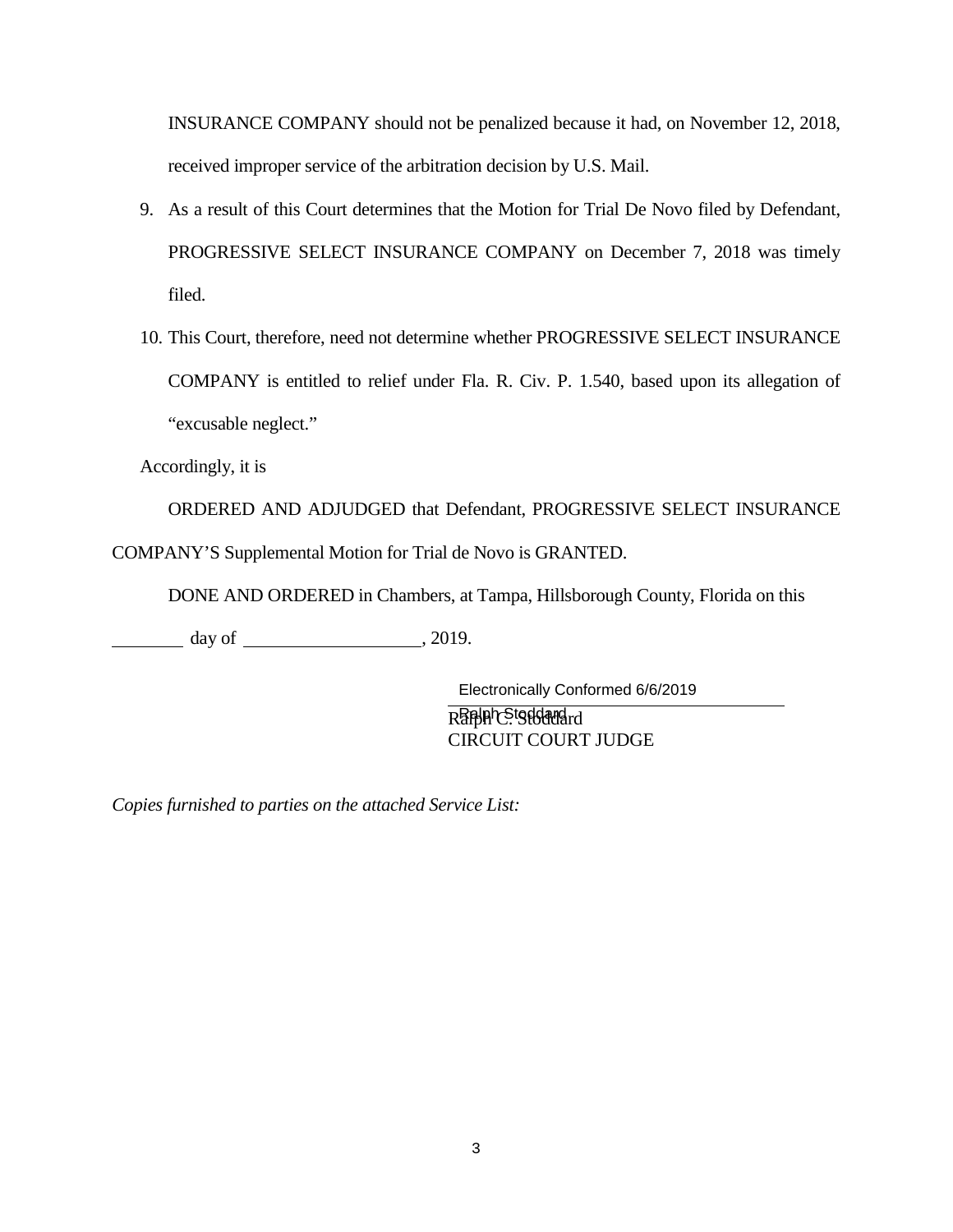INSURANCE COMPANY should not be penalized because it had, on November 12, 2018, received improper service of the arbitration decision by U.S. Mail.

9. As a result of this Court determines that the Motion for Trial De Novo filed by Defendant, PROGRESSIVE SELECT INSURANCE COMPANY on December 7, 2018 was timely filed.

10. This Court, therefore, need not determine whether PROGRESSIVE SELECT INSURANCE COMPANY is entitled to relief under Fla. R. Civ. P. 1.540, based upon its allegation of "excusable neglect."

Accordingly, it is

ORDERED AND ADJUDGED that Defendant, PROGRESSIVE SELECT INSURANCE COMPANY'S Supplemental Motion for Trial de Novo is GRANTED.

DONE AND ORDERED in Chambers, at Tampa, Hillsborough County, Florida on this

________ day of ____________________, 2019.

Electronically Conformed 6/6/2019
Ralph Stoddard
_______________________________
Ralph C. Stoddard
CIRCUIT COURT JUDGE

*Copies furnished to parties on the attached Service List:*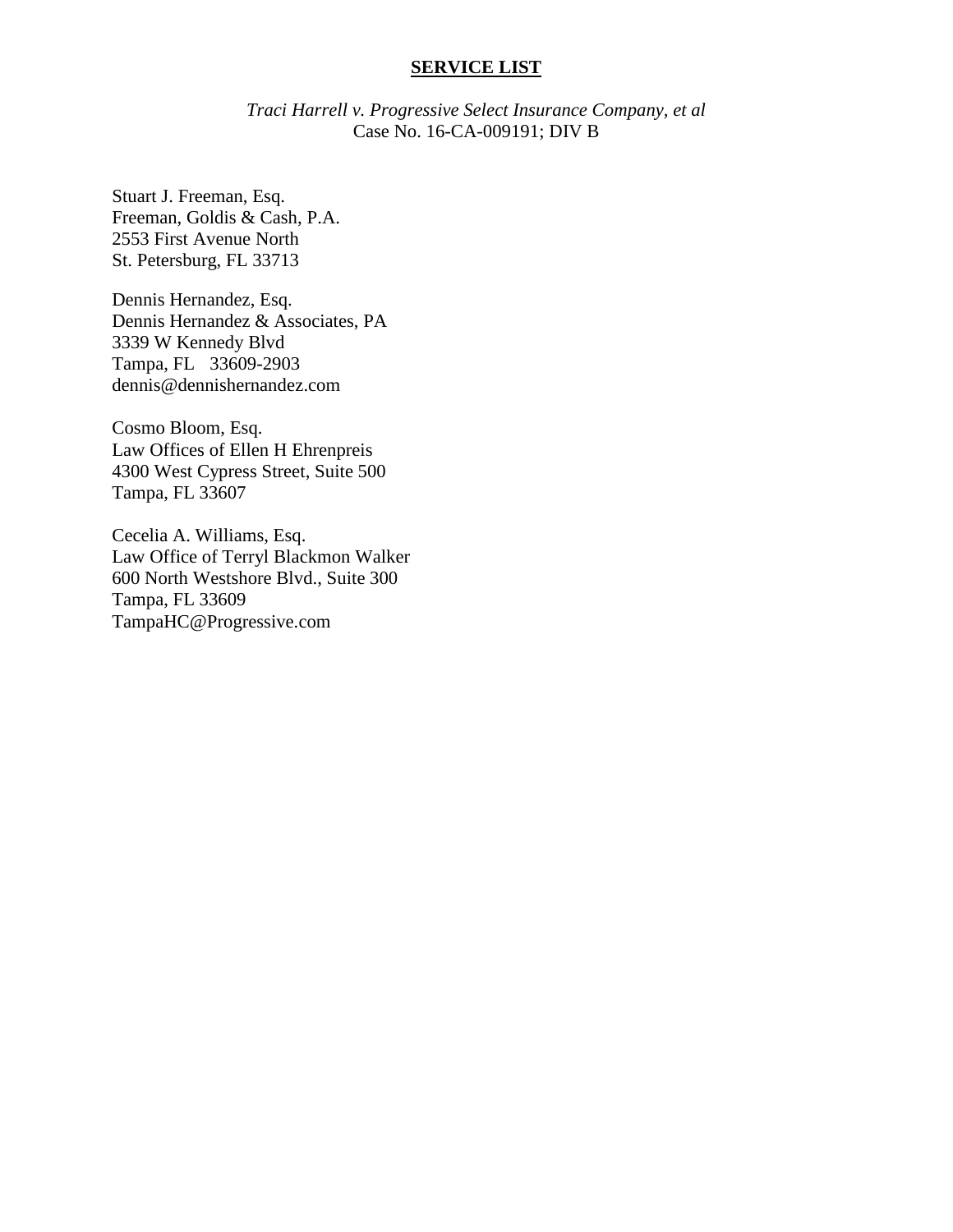**SERVICE LIST**

*Traci Harrell v. Progressive Select Insurance Company, et al*
Case No. 16-CA-009191; DIV B

Stuart J. Freeman, Esq.
Freeman, Goldis & Cash, P.A.
2553 First Avenue North
St. Petersburg, FL 33713

Dennis Hernandez, Esq.
Dennis Hernandez & Associates, PA
3339 W Kennedy Blvd
Tampa, FL 33609-2903
dennis@dennishernandez.com

Cosmo Bloom, Esq.
Law Offices of Ellen H Ehrenpreis
4300 West Cypress Street, Suite 500
Tampa, FL 33607

Cecelia A. Williams, Esq.
Law Office of Terryl Blackmon Walker
600 North Westshore Blvd., Suite 300
Tampa, FL 33609
TampaHC@Progressive.com